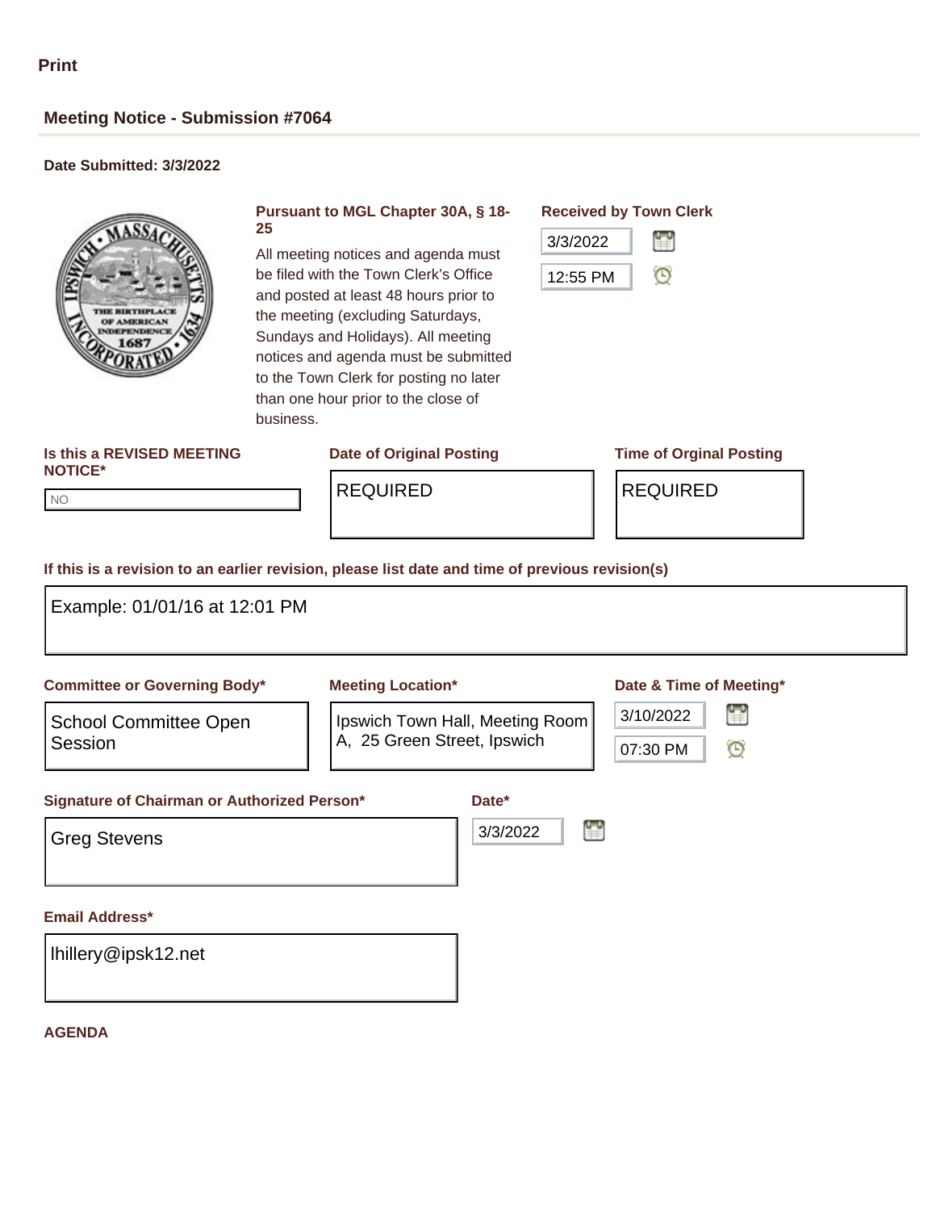Print

## Meeting Notice - Submission #7064

**Date Submitted: 3/3/2022**

**Pursuant to MGL Chapter 30A, § 18-25**

All meeting notices and agenda must be filed with the Town Clerk's Office and posted at least 48 hours prior to the meeting (excluding Saturdays, Sundays and Holidays). All meeting notices and agenda must be submitted to the Town Clerk for posting no later than one hour prior to the close of business.

**Received by Town Clerk**

3/3/2022

12:55 PM

**Is this a REVISED MEETING NOTICE***

NO

**Date of Original Posting**

REQUIRED

**Time of Orginal Posting**

REQUIRED

**If this is a revision to an earlier revision, please list date and time of previous revision(s)**

Example: 01/01/16 at 12:01 PM

**Committee or Governing Body***

School Committee Open Session

**Meeting Location***

Ipswich Town Hall, Meeting Room A, 25 Green Street, Ipswich

**Date & Time of Meeting***

3/10/2022

07:30 PM

**Signature of Chairman or Authorized Person***

Greg Stevens

**Date***

3/3/2022

**Email Address***

lhillery@ipsk12.net

**AGENDA**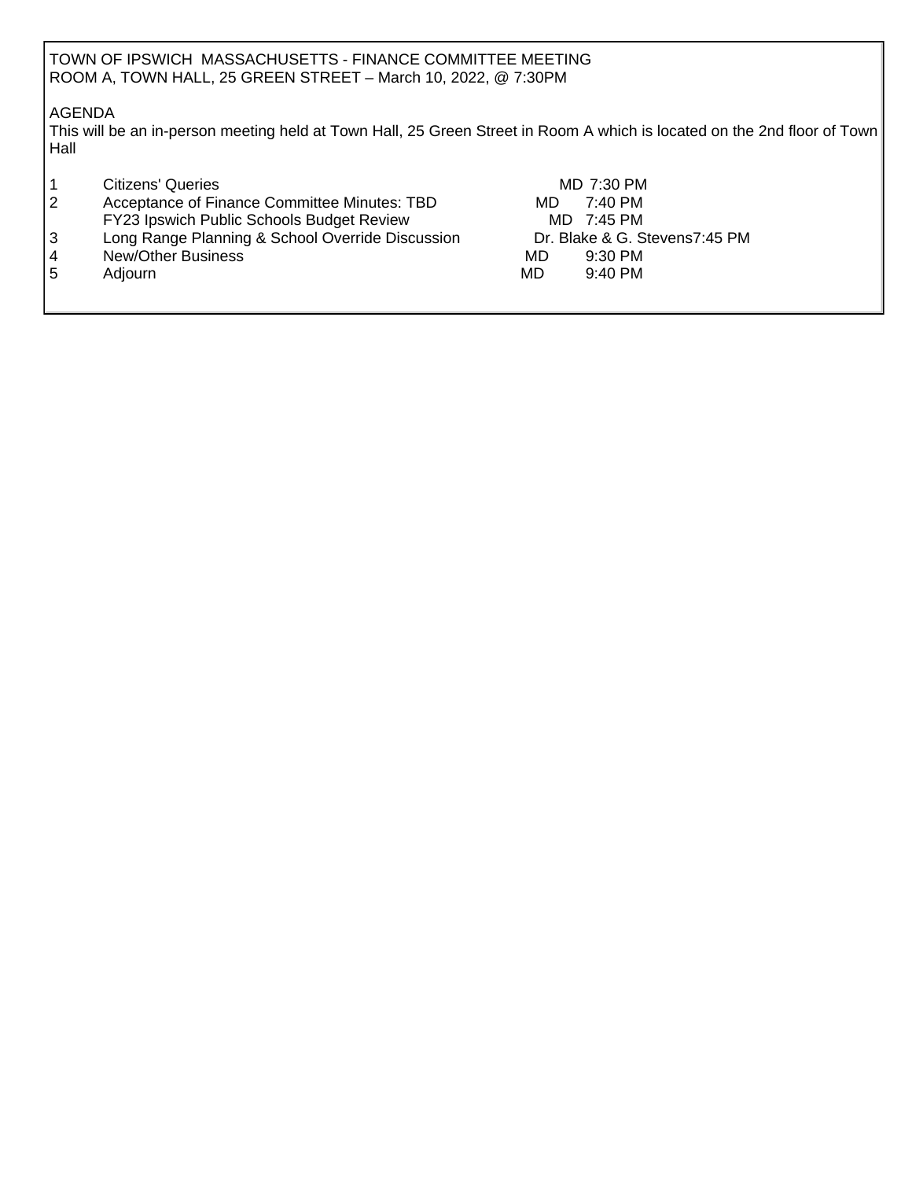TOWN OF IPSWICH MASSACHUSETTS - FINANCE COMMITTEE MEETING
ROOM A, TOWN HALL, 25 GREEN STREET – March 10, 2022, @ 7:30PM

AGENDA

This will be an in-person meeting held at Town Hall, 25 Green Street in Room A which is located on the 2nd floor of Town Hall

| | | | |
|---|---|---|---|
| 1 | Citizens' Queries | MD | 7:30 PM |
| 2 | Acceptance of Finance Committee Minutes: TBD | MD | 7:40 PM |
| | FY23 Ipswich Public Schools Budget Review | MD | 7:45 PM |
| 3 | Long Range Planning & School Override Discussion | Dr. Blake & G. Stevens | 7:45 PM |
| 4 | New/Other Business | MD | 9:30 PM |
| 5 | Adjourn | MD | 9:40 PM |